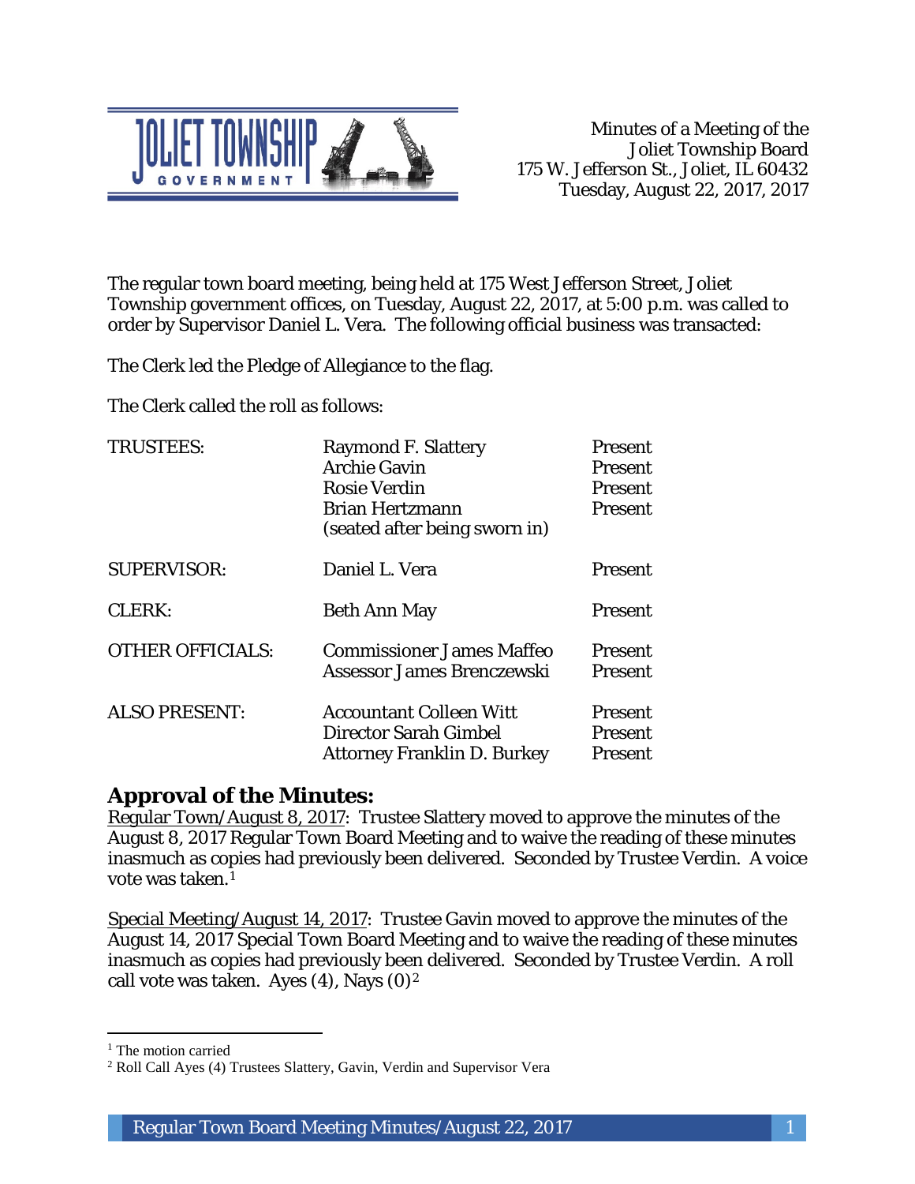Minutes of a Meeting of the
Joliet Township Board
175 W. Jefferson St., Joliet, IL 60432
Tuesday, August 22, 2017, 2017

The regular town board meeting, being held at 175 West Jefferson Street, Joliet Township government offices, on Tuesday, August 22, 2017, at 5:00 p.m. was called to order by Supervisor Daniel L. Vera. The following official business was transacted:

The Clerk led the Pledge of Allegiance to the flag.

The Clerk called the roll as follows:

| | | |
|---|---|---|
| TRUSTEES: | Raymond F. Slattery | Present |
| | Archie Gavin | Present |
| | Rosie Verdin | Present |
| | Brian Hertzmann (seated after being sworn in) | Present |
| SUPERVISOR: | Daniel L. Vera | Present |
| CLERK: | Beth Ann May | Present |
| OTHER OFFICIALS: | Commissioner James Maffeo | Present |
| | Assessor James Brenczewski | Present |
| ALSO PRESENT: | Accountant Colleen Witt | Present |
| | Director Sarah Gimbel | Present |
| | Attorney Franklin D. Burkey | Present |

## Approval of the Minutes:

Regular Town/August 8, 2017: Trustee Slattery moved to approve the minutes of the August 8, 2017 Regular Town Board Meeting and to waive the reading of these minutes inasmuch as copies had previously been delivered. Seconded by Trustee Verdin. A voice vote was taken.[1]

Special Meeting/August 14, 2017: Trustee Gavin moved to approve the minutes of the August 14, 2017 Special Town Board Meeting and to waive the reading of these minutes inasmuch as copies had previously been delivered. Seconded by Trustee Verdin. A roll call vote was taken. Ayes (4), Nays (0)[2]

---

[1] The motion carried

[2] Roll Call Ayes (4) Trustees Slattery, Gavin, Verdin and Supervisor Vera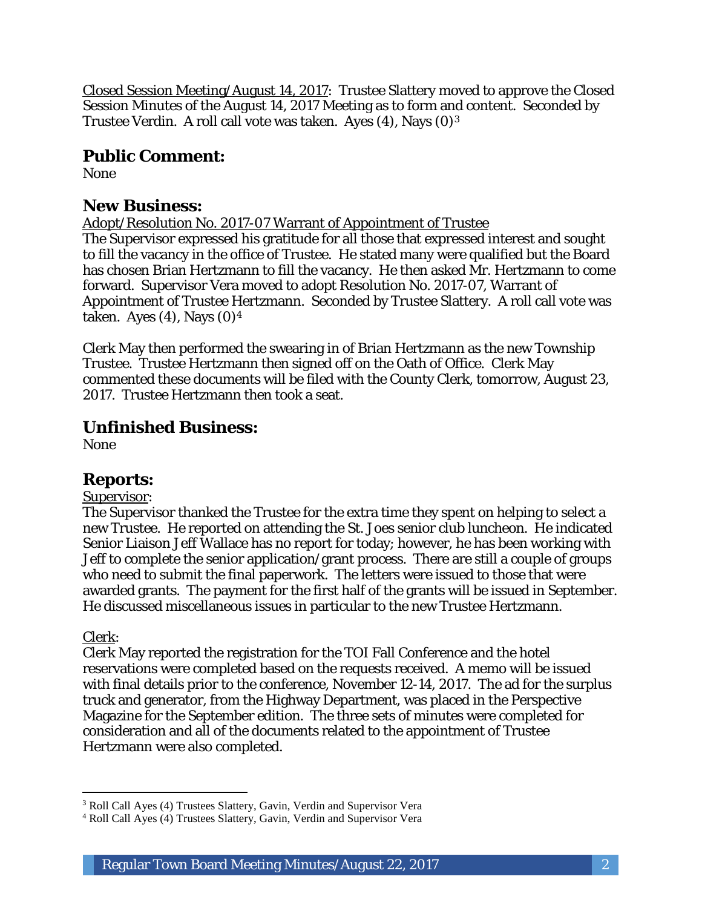Closed Session Meeting/August 14, 2017: Trustee Slattery moved to approve the Closed Session Minutes of the August 14, 2017 Meeting as to form and content. Seconded by Trustee Verdin. A roll call vote was taken. Ayes (4), Nays (0)[3]

## Public Comment:

None

## New Business:

Adopt/Resolution No. 2017-07 Warrant of Appointment of Trustee

The Supervisor expressed his gratitude for all those that expressed interest and sought to fill the vacancy in the office of Trustee. He stated many were qualified but the Board has chosen Brian Hertzmann to fill the vacancy. He then asked Mr. Hertzmann to come forward. Supervisor Vera moved to adopt Resolution No. 2017-07, Warrant of Appointment of Trustee Hertzmann. Seconded by Trustee Slattery. A roll call vote was taken. Ayes (4), Nays (0)[4]

Clerk May then performed the swearing in of Brian Hertzmann as the new Township Trustee. Trustee Hertzmann then signed off on the Oath of Office. Clerk May commented these documents will be filed with the County Clerk, tomorrow, August 23, 2017. Trustee Hertzmann then took a seat.

## Unfinished Business:

None

## Reports:

Supervisor:

The Supervisor thanked the Trustee for the extra time they spent on helping to select a new Trustee. He reported on attending the St. Joes senior club luncheon. He indicated Senior Liaison Jeff Wallace has no report for today; however, he has been working with Jeff to complete the senior application/grant process. There are still a couple of groups who need to submit the final paperwork. The letters were issued to those that were awarded grants. The payment for the first half of the grants will be issued in September. He discussed miscellaneous issues in particular to the new Trustee Hertzmann.

Clerk:

Clerk May reported the registration for the TOI Fall Conference and the hotel reservations were completed based on the requests received. A memo will be issued with final details prior to the conference, November 12-14, 2017. The ad for the surplus truck and generator, from the Highway Department, was placed in the Perspective Magazine for the September edition. The three sets of minutes were completed for consideration and all of the documents related to the appointment of Trustee Hertzmann were also completed.

---

[3] Roll Call Ayes (4) Trustees Slattery, Gavin, Verdin and Supervisor Vera

[4] Roll Call Ayes (4) Trustees Slattery, Gavin, Verdin and Supervisor Vera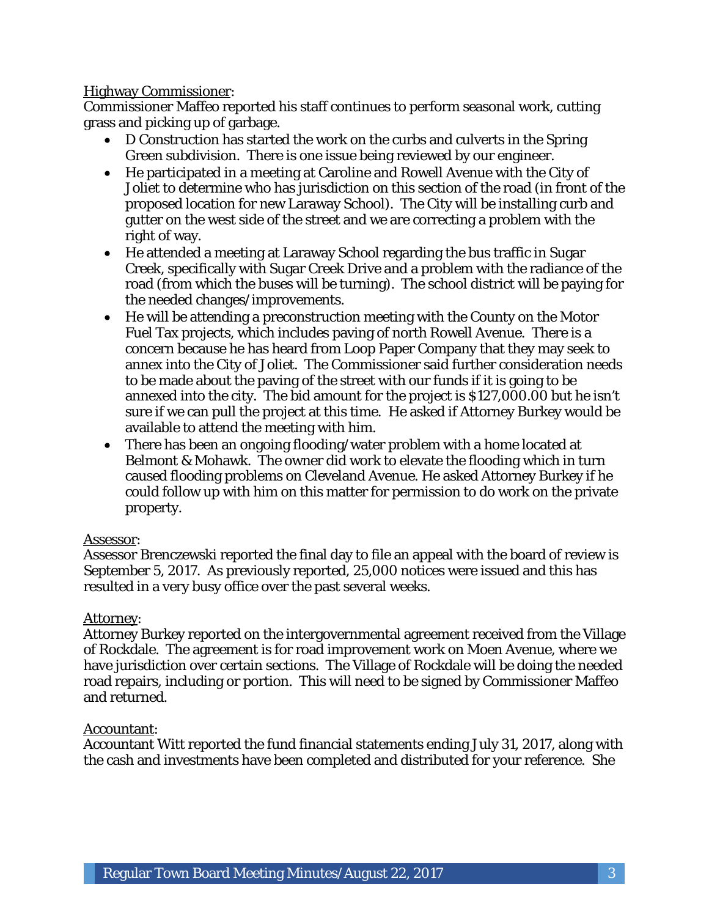Highway Commissioner:

Commissioner Maffeo reported his staff continues to perform seasonal work, cutting grass and picking up of garbage.

- D Construction has started the work on the curbs and culverts in the Spring Green subdivision. There is one issue being reviewed by our engineer.
- He participated in a meeting at Caroline and Rowell Avenue with the City of Joliet to determine who has jurisdiction on this section of the road (in front of the proposed location for new Laraway School). The City will be installing curb and gutter on the west side of the street and we are correcting a problem with the right of way.
- He attended a meeting at Laraway School regarding the bus traffic in Sugar Creek, specifically with Sugar Creek Drive and a problem with the radiance of the road (from which the buses will be turning). The school district will be paying for the needed changes/improvements.
- He will be attending a preconstruction meeting with the County on the Motor Fuel Tax projects, which includes paving of north Rowell Avenue. There is a concern because he has heard from Loop Paper Company that they may seek to annex into the City of Joliet. The Commissioner said further consideration needs to be made about the paving of the street with our funds if it is going to be annexed into the city. The bid amount for the project is $127,000.00 but he isn't sure if we can pull the project at this time. He asked if Attorney Burkey would be available to attend the meeting with him.
- There has been an ongoing flooding/water problem with a home located at Belmont & Mohawk. The owner did work to elevate the flooding which in turn caused flooding problems on Cleveland Avenue. He asked Attorney Burkey if he could follow up with him on this matter for permission to do work on the private property.

Assessor:

Assessor Brenczewski reported the final day to file an appeal with the board of review is September 5, 2017. As previously reported, 25,000 notices were issued and this has resulted in a very busy office over the past several weeks.

Attorney:

Attorney Burkey reported on the intergovernmental agreement received from the Village of Rockdale. The agreement is for road improvement work on Moen Avenue, where we have jurisdiction over certain sections. The Village of Rockdale will be doing the needed road repairs, including or portion. This will need to be signed by Commissioner Maffeo and returned.

Accountant:

Accountant Witt reported the fund financial statements ending July 31, 2017, along with the cash and investments have been completed and distributed for your reference. She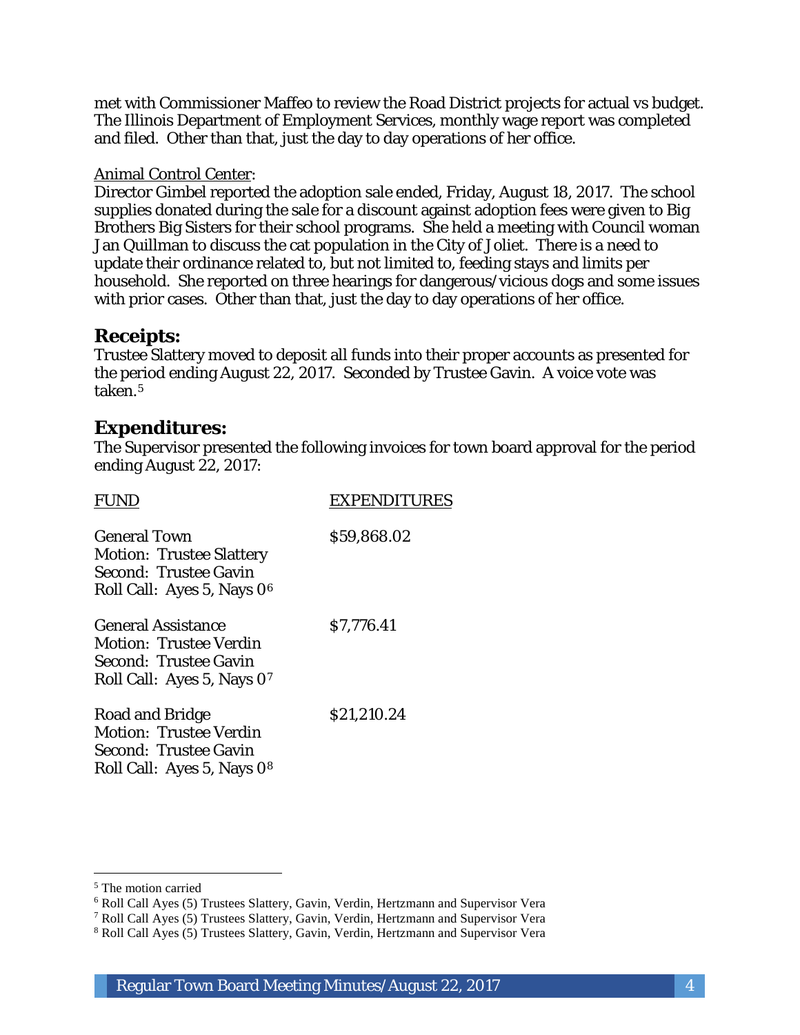met with Commissioner Maffeo to review the Road District projects for actual vs budget. The Illinois Department of Employment Services, monthly wage report was completed and filed. Other than that, just the day to day operations of her office.

Animal Control Center:

Director Gimbel reported the adoption sale ended, Friday, August 18, 2017. The school supplies donated during the sale for a discount against adoption fees were given to Big Brothers Big Sisters for their school programs. She held a meeting with Council woman Jan Quillman to discuss the cat population in the City of Joliet. There is a need to update their ordinance related to, but not limited to, feeding stays and limits per household. She reported on three hearings for dangerous/vicious dogs and some issues with prior cases. Other than that, just the day to day operations of her office.

## Receipts:

Trustee Slattery moved to deposit all funds into their proper accounts as presented for the period ending August 22, 2017. Seconded by Trustee Gavin. A voice vote was taken.[5]

## Expenditures:

The Supervisor presented the following invoices for town board approval for the period ending August 22, 2017:

| FUND | EXPENDITURES |
|---|---|
| General Town<br>Motion: Trustee Slattery<br>Second: Trustee Gavin<br>Roll Call: Ayes 5, Nays 0[6] | $59,868.02 |
| General Assistance<br>Motion: Trustee Verdin<br>Second: Trustee Gavin<br>Roll Call: Ayes 5, Nays 0[7] | $7,776.41 |
| Road and Bridge<br>Motion: Trustee Verdin<br>Second: Trustee Gavin<br>Roll Call: Ayes 5, Nays 0[8] | $21,210.24 |

[5] The motion carried

[6] Roll Call Ayes (5) Trustees Slattery, Gavin, Verdin, Hertzmann and Supervisor Vera

[7] Roll Call Ayes (5) Trustees Slattery, Gavin, Verdin, Hertzmann and Supervisor Vera

[8] Roll Call Ayes (5) Trustees Slattery, Gavin, Verdin, Hertzmann and Supervisor Vera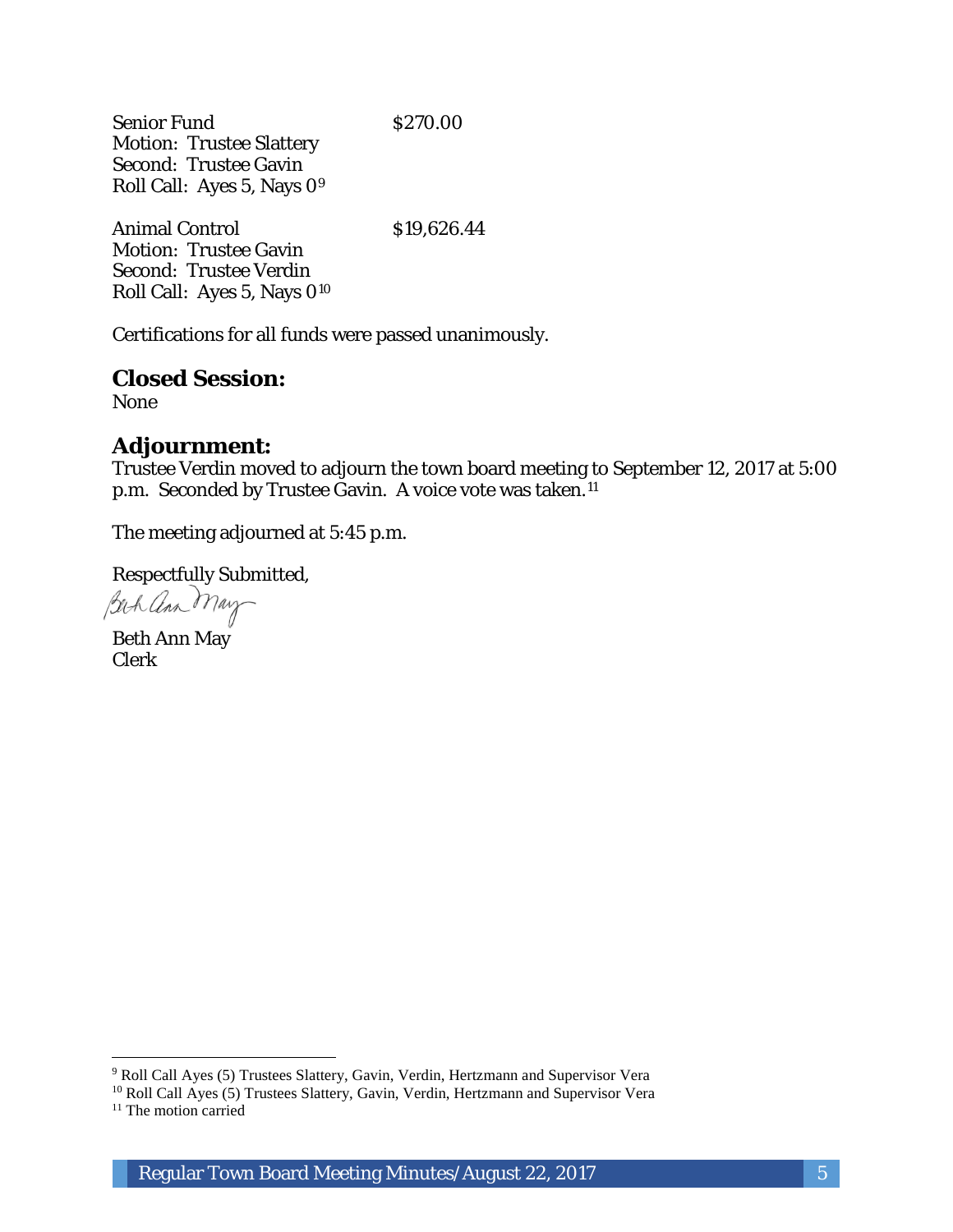Senior Fund $270.00
Motion: Trustee Slattery
Second: Trustee Gavin
Roll Call: Ayes 5, Nays 0[9]

Animal Control $19,626.44
Motion: Trustee Gavin
Second: Trustee Verdin
Roll Call: Ayes 5, Nays 0[10]

Certifications for all funds were passed unanimously.

## Closed Session:

None

## Adjournment:

Trustee Verdin moved to adjourn the town board meeting to September 12, 2017 at 5:00 p.m. Seconded by Trustee Gavin. A voice vote was taken.[11]

The meeting adjourned at 5:45 p.m.

Respectfully Submitted,

Beth Ann May
Clerk

---

[9] Roll Call Ayes (5) Trustees Slattery, Gavin, Verdin, Hertzmann and Supervisor Vera
[10] Roll Call Ayes (5) Trustees Slattery, Gavin, Verdin, Hertzmann and Supervisor Vera
[11] The motion carried